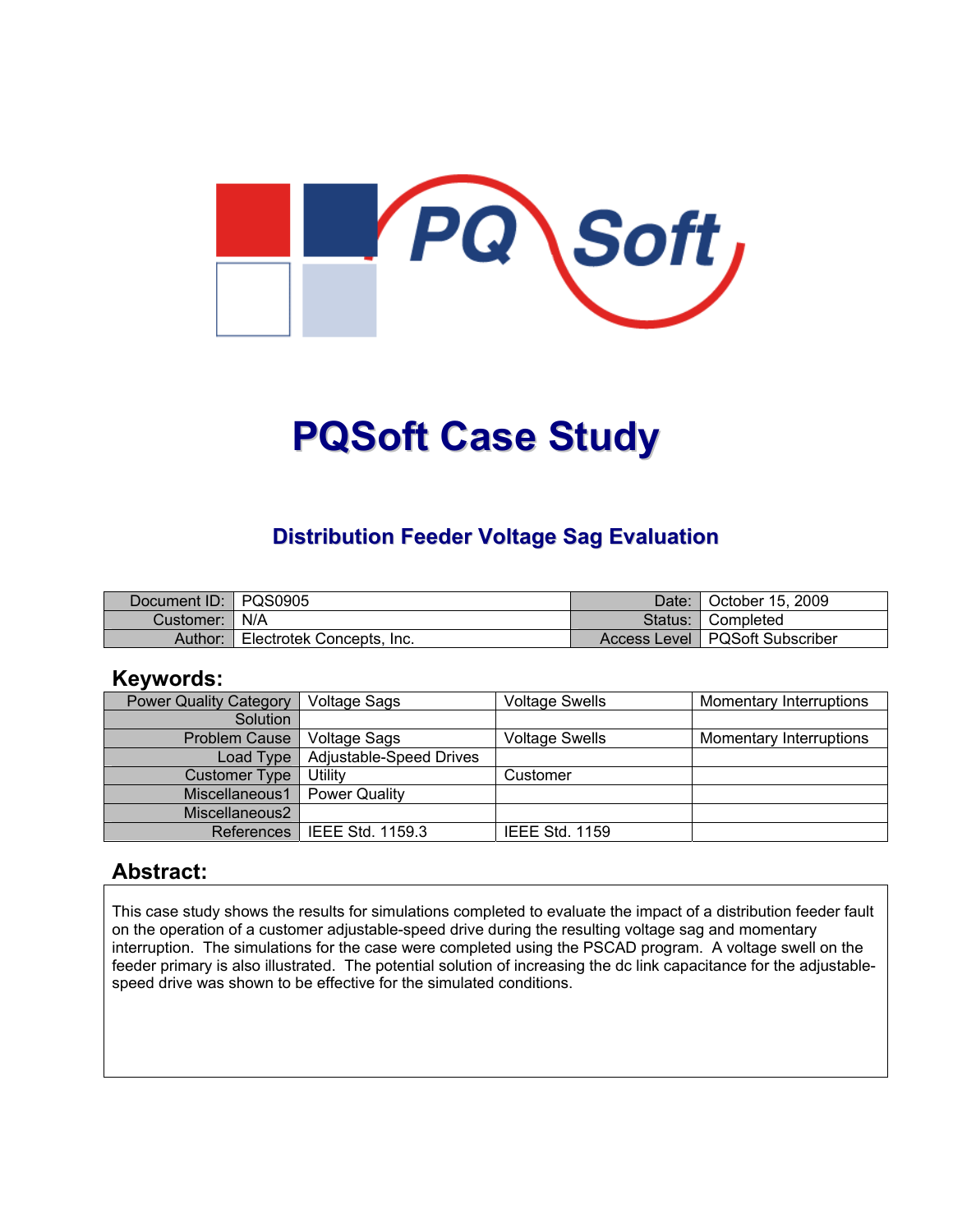# PQSoft Case Study

## Distribution Feeder Voltage Sag Evaluation

| Document ID: | PQS0905 | Date: | October 15, 2009 |
|---|---|---|---|
| Customer: | N/A | Status: | Completed |
| Author: | Electrotek Concepts, Inc. | Access Level | PQSoft Subscriber |

## Keywords:

| Power Quality Category | Voltage Sags | Voltage Swells | Momentary Interruptions |
|---|---|---|---|
| Solution | | | |
| Problem Cause | Voltage Sags | Voltage Swells | Momentary Interruptions |
| Load Type | Adjustable-Speed Drives | | |
| Customer Type | Utility | Customer | |
| Miscellaneous1 | Power Quality | | |
| Miscellaneous2 | | | |
| References | IEEE Std. 1159.3 | IEEE Std. 1159 | |

## Abstract:

This case study shows the results for simulations completed to evaluate the impact of a distribution feeder fault on the operation of a customer adjustable-speed drive during the resulting voltage sag and momentary interruption. The simulations for the case were completed using the PSCAD program. A voltage swell on the feeder primary is also illustrated. The potential solution of increasing the dc link capacitance for the adjustable-speed drive was shown to be effective for the simulated conditions.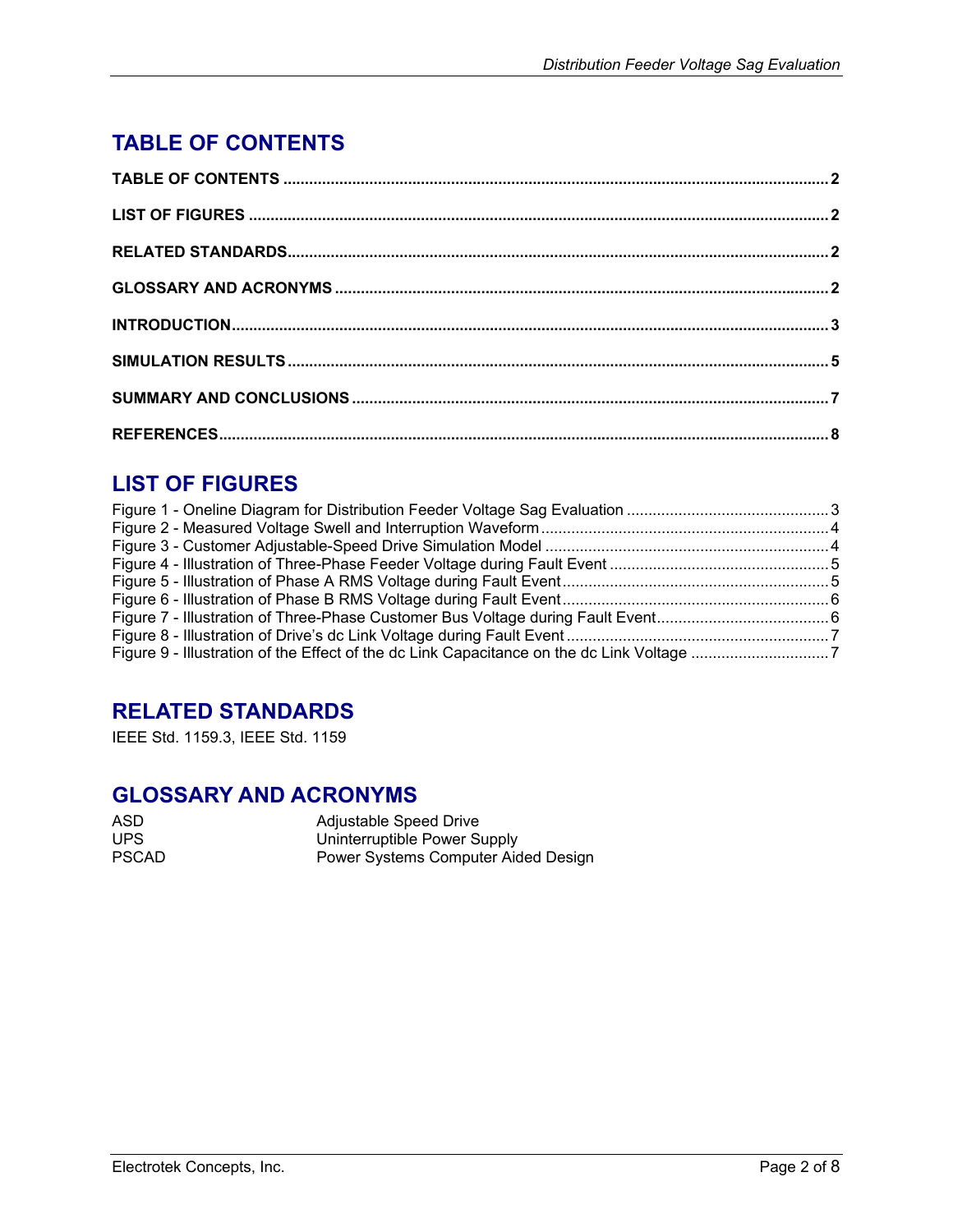# TABLE OF CONTENTS

**TABLE OF CONTENTS** .................................................................................................................... **2**

**LIST OF FIGURES** ........................................................................................................................ **2**

**RELATED STANDARDS** ................................................................................................................ **2**

**GLOSSARY AND ACRONYMS** ....................................................................................................... **2**

**INTRODUCTION** ........................................................................................................................... **3**

**SIMULATION RESULTS** ................................................................................................................ **5**

**SUMMARY AND CONCLUSIONS** .................................................................................................. **7**

**REFERENCES** .............................................................................................................................. **8**

# LIST OF FIGURES

Figure 1 - Oneline Diagram for Distribution Feeder Voltage Sag Evaluation ............................................ 3
Figure 2 - Measured Voltage Swell and Interruption Waveform ................................................................ 4
Figure 3 - Customer Adjustable-Speed Drive Simulation Model ............................................................... 4
Figure 4 - Illustration of Three-Phase Feeder Voltage during Fault Event ................................................ 5
Figure 5 - Illustration of Phase A RMS Voltage during Fault Event ........................................................... 5
Figure 6 - Illustration of Phase B RMS Voltage during Fault Event ........................................................... 6
Figure 7 - Illustration of Three-Phase Customer Bus Voltage during Fault Event ..................................... 6
Figure 8 - Illustration of Drive's dc Link Voltage during Fault Event .......................................................... 7
Figure 9 - Illustration of the Effect of the dc Link Capacitance on the dc Link Voltage .............................. 7

# RELATED STANDARDS

IEEE Std. 1159.3, IEEE Std. 1159

# GLOSSARY AND ACRONYMS

| | |
|---|---|
| ASD | Adjustable Speed Drive |
| UPS | Uninterruptible Power Supply |
| PSCAD | Power Systems Computer Aided Design |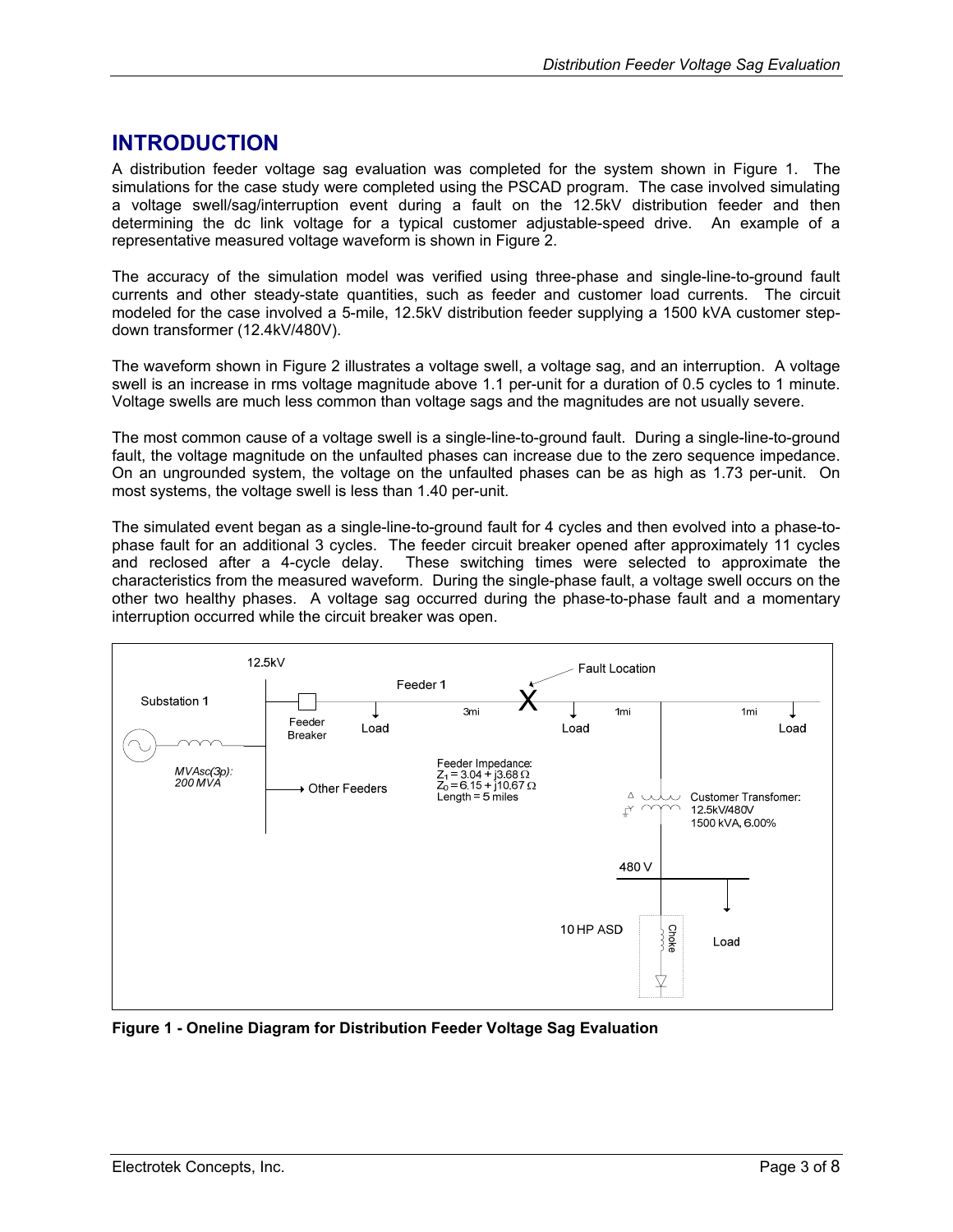# INTRODUCTION

A distribution feeder voltage sag evaluation was completed for the system shown in Figure 1. The simulations for the case study were completed using the PSCAD program. The case involved simulating a voltage swell/sag/interruption event during a fault on the 12.5kV distribution feeder and then determining the dc link voltage for a typical customer adjustable-speed drive. An example of a representative measured voltage waveform is shown in Figure 2.

The accuracy of the simulation model was verified using three-phase and single-line-to-ground fault currents and other steady-state quantities, such as feeder and customer load currents. The circuit modeled for the case involved a 5-mile, 12.5kV distribution feeder supplying a 1500 kVA customer step-down transformer (12.4kV/480V).

The waveform shown in Figure 2 illustrates a voltage swell, a voltage sag, and an interruption. A voltage swell is an increase in rms voltage magnitude above 1.1 per-unit for a duration of 0.5 cycles to 1 minute. Voltage swells are much less common than voltage sags and the magnitudes are not usually severe.

The most common cause of a voltage swell is a single-line-to-ground fault. During a single-line-to-ground fault, the voltage magnitude on the unfaulted phases can increase due to the zero sequence impedance. On an ungrounded system, the voltage on the unfaulted phases can be as high as 1.73 per-unit. On most systems, the voltage swell is less than 1.40 per-unit.

The simulated event began as a single-line-to-ground fault for 4 cycles and then evolved into a phase-to-phase fault for an additional 3 cycles. The feeder circuit breaker opened after approximately 11 cycles and reclosed after a 4-cycle delay. These switching times were selected to approximate the characteristics from the measured waveform. During the single-phase fault, a voltage swell occurs on the other two healthy phases. A voltage sag occurred during the phase-to-phase fault and a momentary interruption occurred while the circuit breaker was open.

12.5kV

Substation 1

*MVAsc(3p): 200 MVA*

Feeder Breaker

Other Feeders

Feeder 1

Load

3mi

Fault Location

Load

1mi

1mi

Load

Feeder Impedance:
$Z_1 = 3.04 + j3.68\ \Omega$
$Z_0 = 6.15 + j10.67\ \Omega$
Length = 5 miles

Customer Transfomer:
12.5kV/480V
1500 kVA, 6.00%

480 V

10 HP ASD

Choke

Load

**Figure 1 - Oneline Diagram for Distribution Feeder Voltage Sag Evaluation**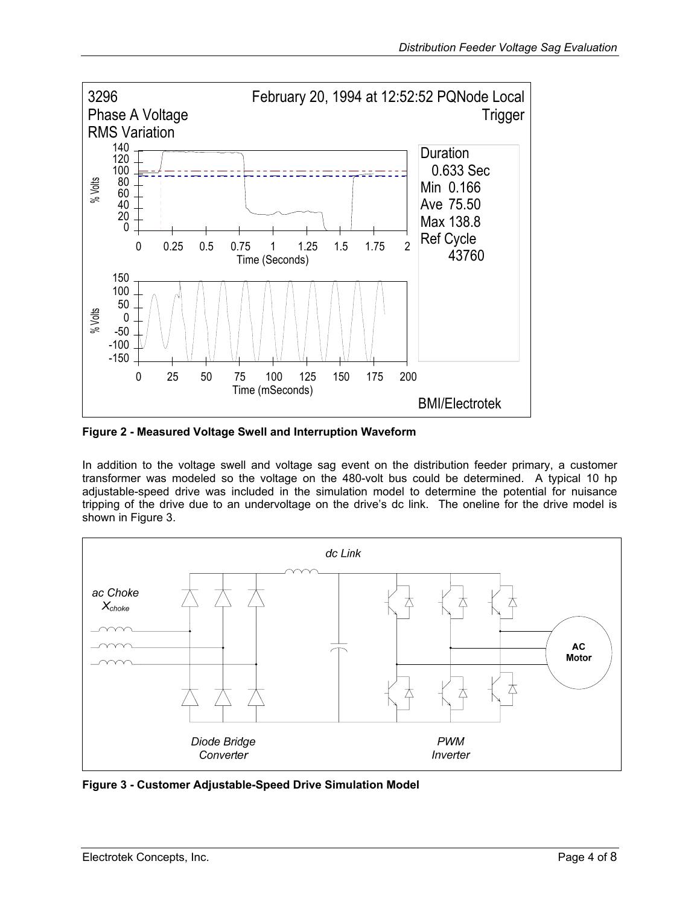**Figure 2 - Measured Voltage Swell and Interruption Waveform**

In addition to the voltage swell and voltage sag event on the distribution feeder primary, a customer transformer was modeled so the voltage on the 480-volt bus could be determined. A typical 10 hp adjustable-speed drive was included in the simulation model to determine the potential for nuisance tripping of the drive due to an undervoltage on the drive's dc link. The oneline for the drive model is shown in Figure 3.

**Figure 3 - Customer Adjustable-Speed Drive Simulation Model**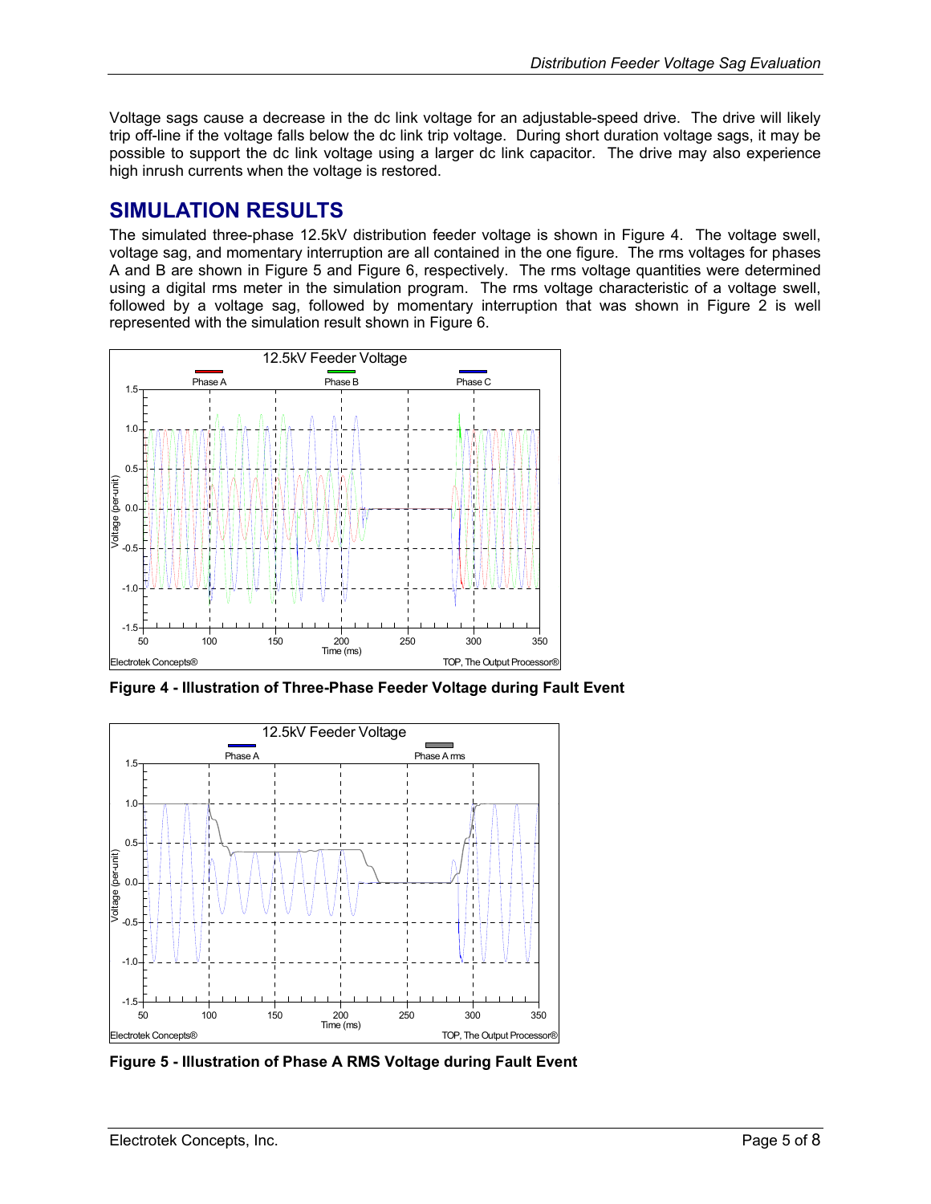Voltage sags cause a decrease in the dc link voltage for an adjustable-speed drive. The drive will likely trip off-line if the voltage falls below the dc link trip voltage. During short duration voltage sags, it may be possible to support the dc link voltage using a larger dc link capacitor. The drive may also experience high inrush currents when the voltage is restored.

## SIMULATION RESULTS

The simulated three-phase 12.5kV distribution feeder voltage is shown in Figure 4. The voltage swell, voltage sag, and momentary interruption are all contained in the one figure. The rms voltages for phases A and B are shown in Figure 5 and Figure 6, respectively. The rms voltage quantities were determined using a digital rms meter in the simulation program. The rms voltage characteristic of a voltage swell, followed by a voltage sag, followed by momentary interruption that was shown in Figure 2 is well represented with the simulation result shown in Figure 6.

**Figure 4 - Illustration of Three-Phase Feeder Voltage during Fault Event**

**Figure 5 - Illustration of Phase A RMS Voltage during Fault Event**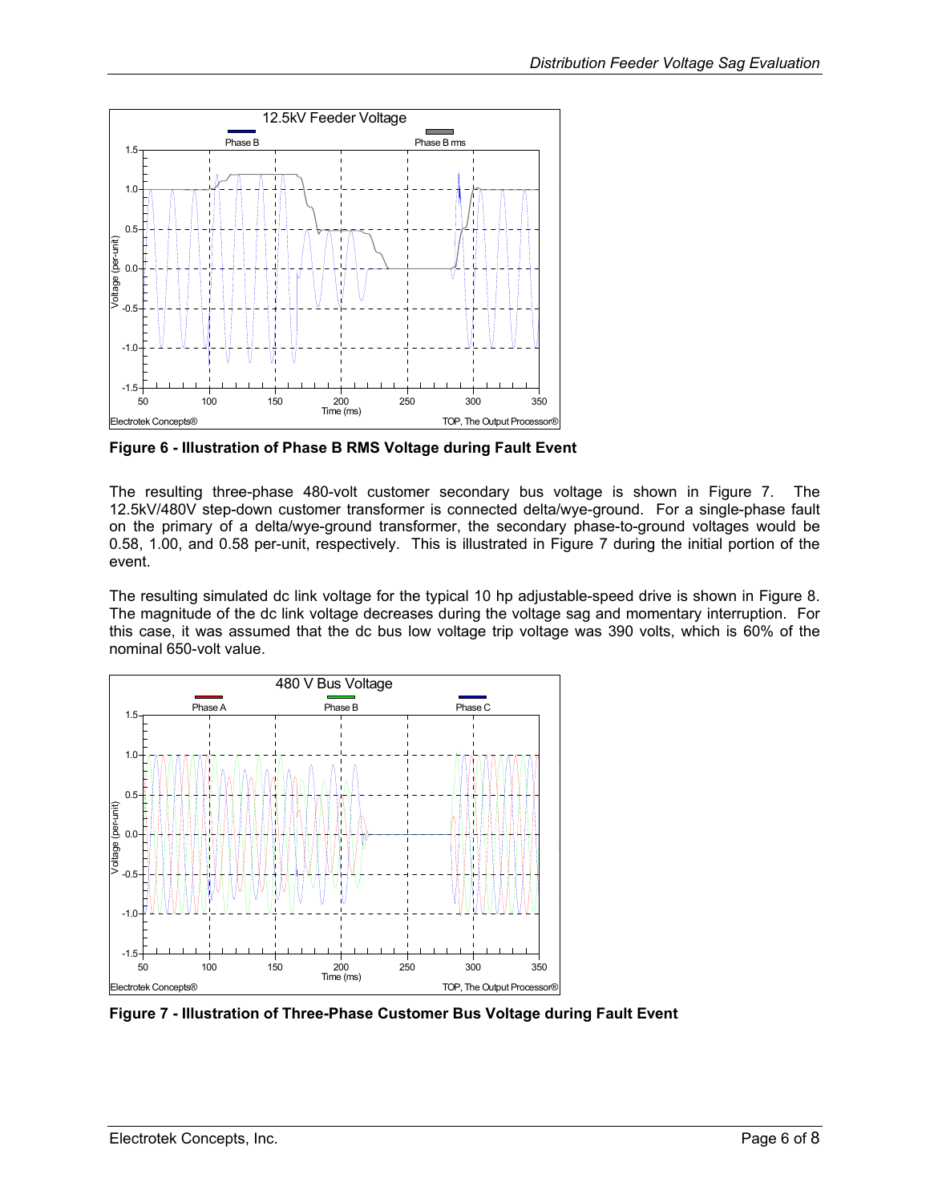**Figure 6 - Illustration of Phase B RMS Voltage during Fault Event**

The resulting three-phase 480-volt customer secondary bus voltage is shown in Figure 7. The 12.5kV/480V step-down customer transformer is connected delta/wye-ground. For a single-phase fault on the primary of a delta/wye-ground transformer, the secondary phase-to-ground voltages would be 0.58, 1.00, and 0.58 per-unit, respectively. This is illustrated in Figure 7 during the initial portion of the event.

The resulting simulated dc link voltage for the typical 10 hp adjustable-speed drive is shown in Figure 8. The magnitude of the dc link voltage decreases during the voltage sag and momentary interruption. For this case, it was assumed that the dc bus low voltage trip voltage was 390 volts, which is 60% of the nominal 650-volt value.

**Figure 7 - Illustration of Three-Phase Customer Bus Voltage during Fault Event**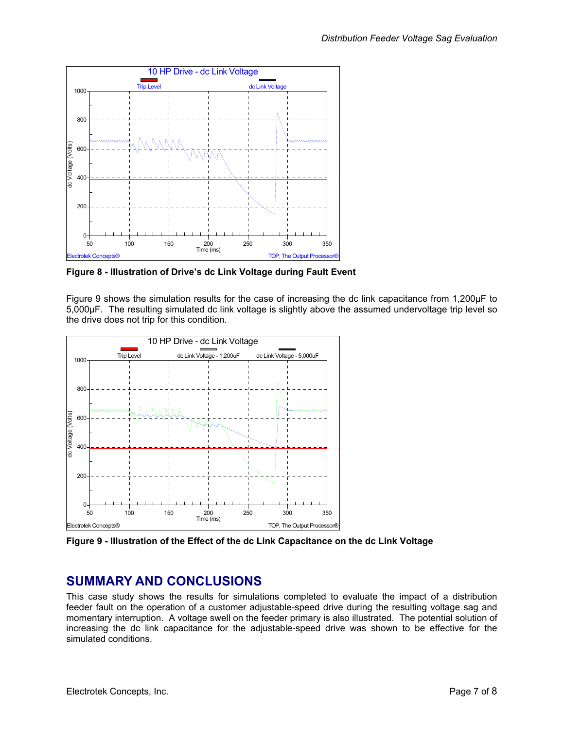Figure 8 - Illustration of Drive's dc Link Voltage during Fault Event

Figure 9 shows the simulation results for the case of increasing the dc link capacitance from 1,200µF to 5,000µF. The resulting simulated dc link voltage is slightly above the assumed undervoltage trip level so the drive does not trip for this condition.

Figure 9 - Illustration of the Effect of the dc Link Capacitance on the dc Link Voltage

## SUMMARY AND CONCLUSIONS

This case study shows the results for simulations completed to evaluate the impact of a distribution feeder fault on the operation of a customer adjustable-speed drive during the resulting voltage sag and momentary interruption. A voltage swell on the feeder primary is also illustrated. The potential solution of increasing the dc link capacitance for the adjustable-speed drive was shown to be effective for the simulated conditions.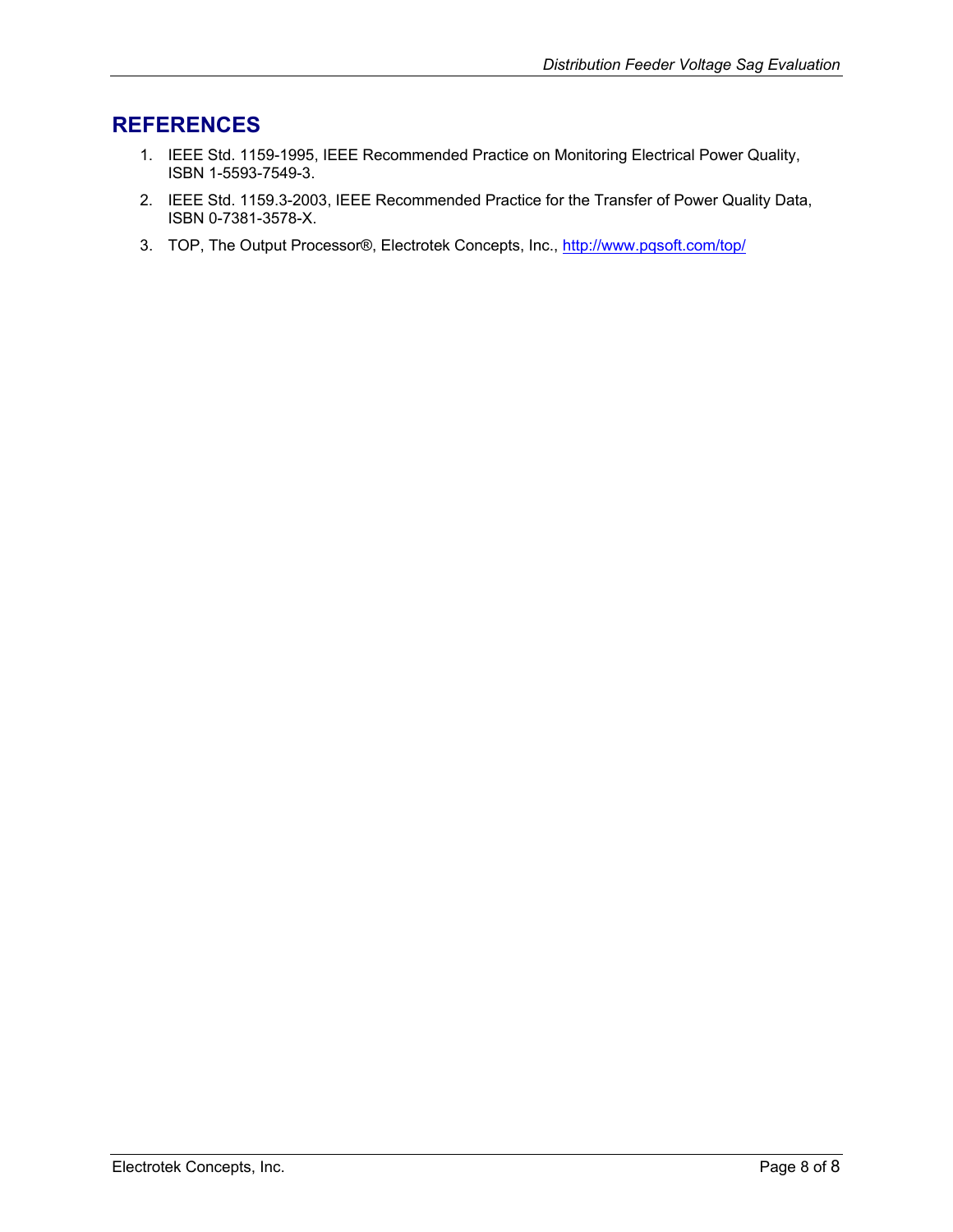## REFERENCES

1. IEEE Std. 1159-1995, IEEE Recommended Practice on Monitoring Electrical Power Quality, ISBN 1-5593-7549-3.
2. IEEE Std. 1159.3-2003, IEEE Recommended Practice for the Transfer of Power Quality Data, ISBN 0-7381-3578-X.
3. TOP, The Output Processor®, Electrotek Concepts, Inc., http://www.pqsoft.com/top/